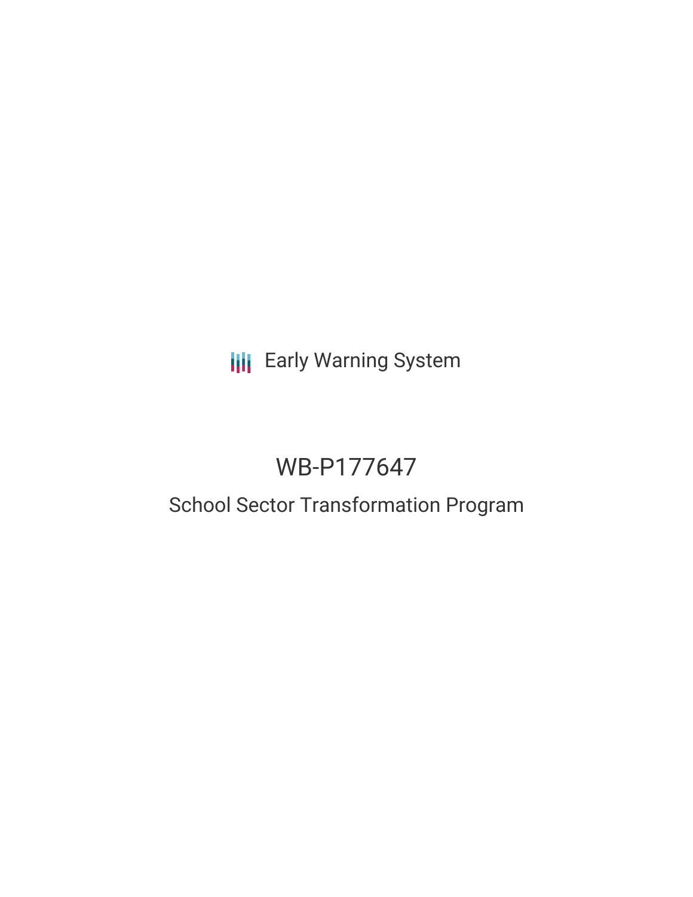Early Warning System

# WB-P177647

## School Sector Transformation Program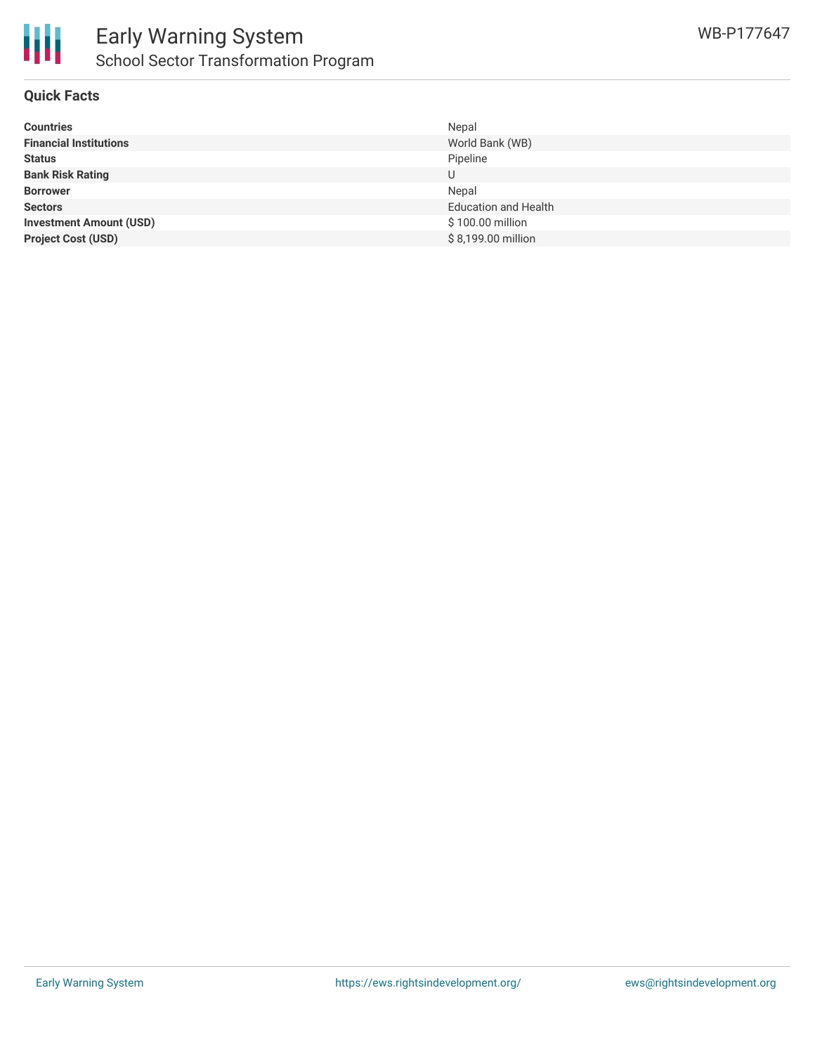# Early Warning System

## School Sector Transformation Program

WB-P177647

### Quick Facts

| | |
|---|---|
| **Countries** | Nepal |
| **Financial Institutions** | World Bank (WB) |
| **Status** | Pipeline |
| **Bank Risk Rating** | U |
| **Borrower** | Nepal |
| **Sectors** | Education and Health |
| **Investment Amount (USD)** | $ 100.00 million |
| **Project Cost (USD)** | $ 8,199.00 million |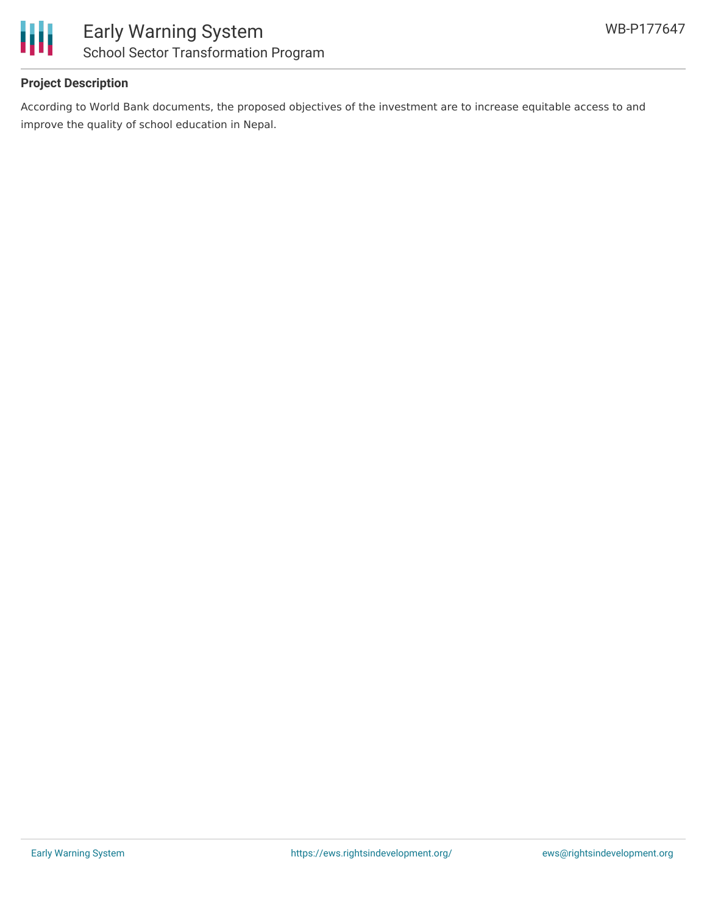**Project Description**

According to World Bank documents, the proposed objectives of the investment are to increase equitable access to and improve the quality of school education in Nepal.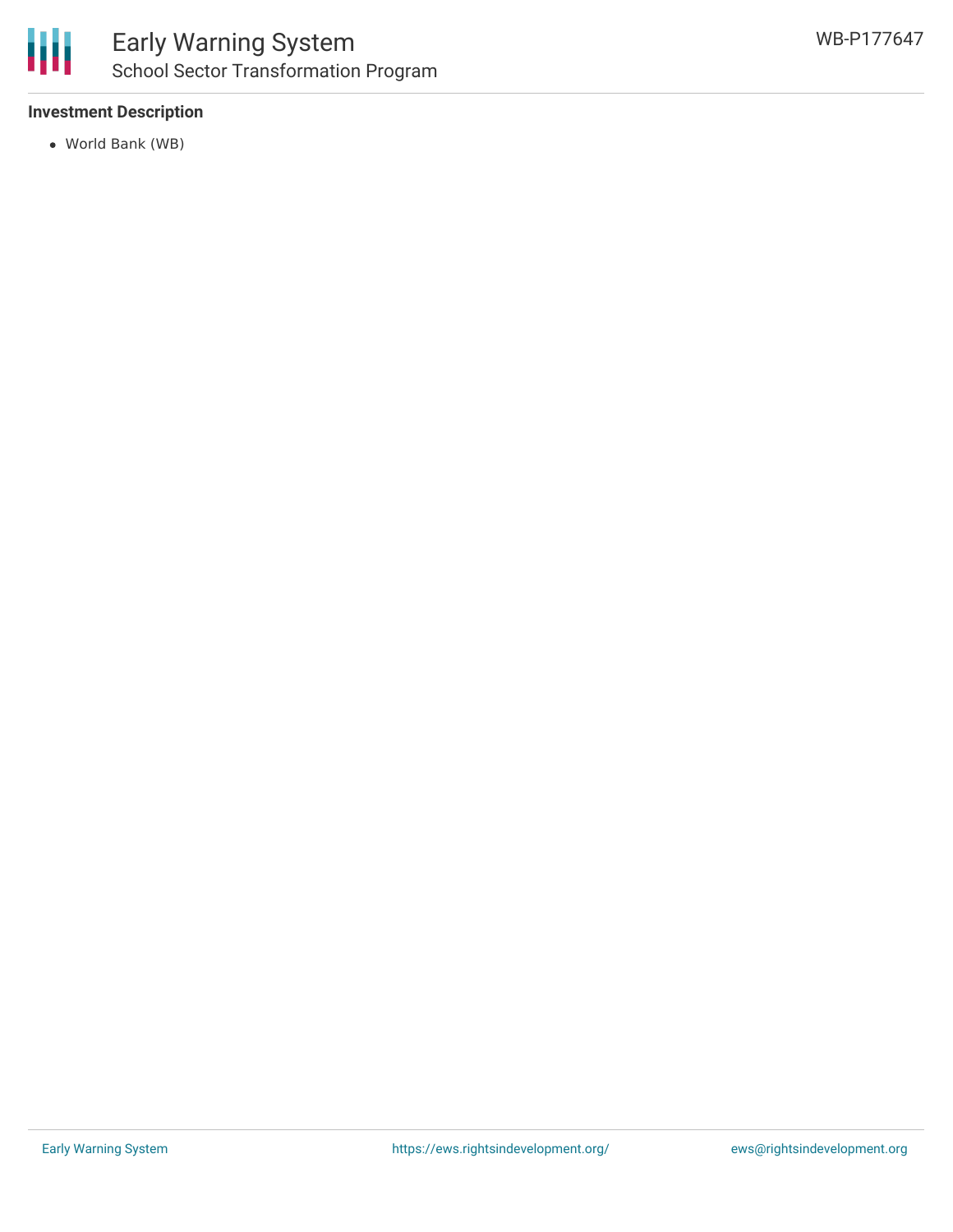**Investment Description**

- World Bank (WB)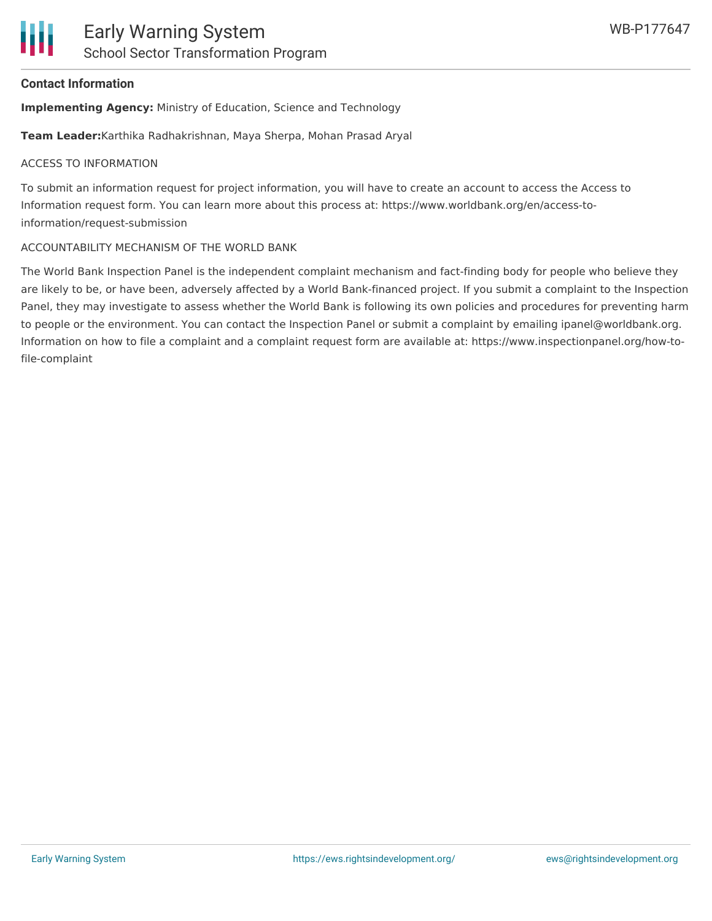## Contact Information

**Implementing Agency:** Ministry of Education, Science and Technology

**Team Leader:**Karthika Radhakrishnan, Maya Sherpa, Mohan Prasad Aryal

ACCESS TO INFORMATION

To submit an information request for project information, you will have to create an account to access the Access to Information request form. You can learn more about this process at: https://www.worldbank.org/en/access-to-information/request-submission

ACCOUNTABILITY MECHANISM OF THE WORLD BANK

The World Bank Inspection Panel is the independent complaint mechanism and fact-finding body for people who believe they are likely to be, or have been, adversely affected by a World Bank-financed project. If you submit a complaint to the Inspection Panel, they may investigate to assess whether the World Bank is following its own policies and procedures for preventing harm to people or the environment. You can contact the Inspection Panel or submit a complaint by emailing ipanel@worldbank.org. Information on how to file a complaint and a complaint request form are available at: https://www.inspectionpanel.org/how-to-file-complaint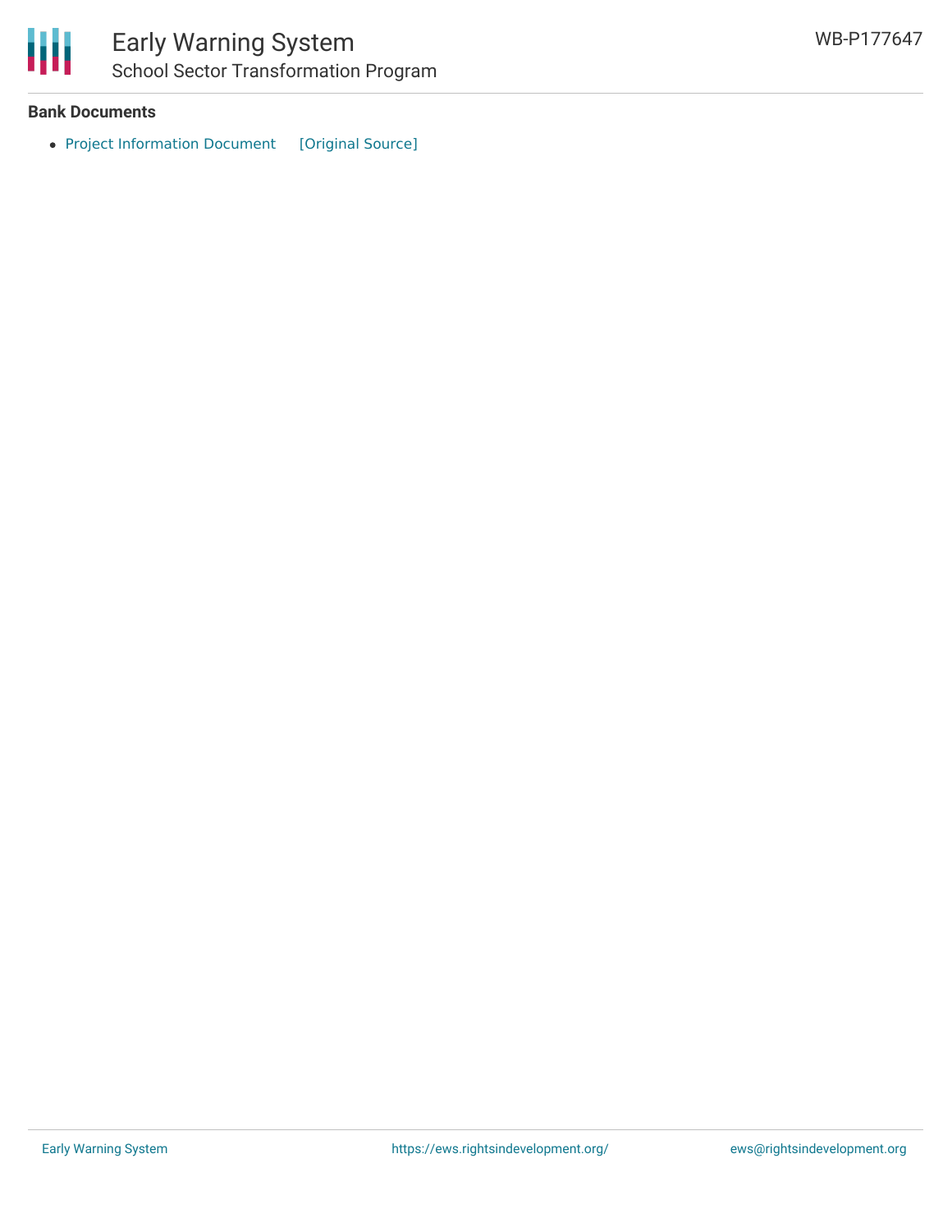**Bank Documents**

- Project Information Document [Original Source]